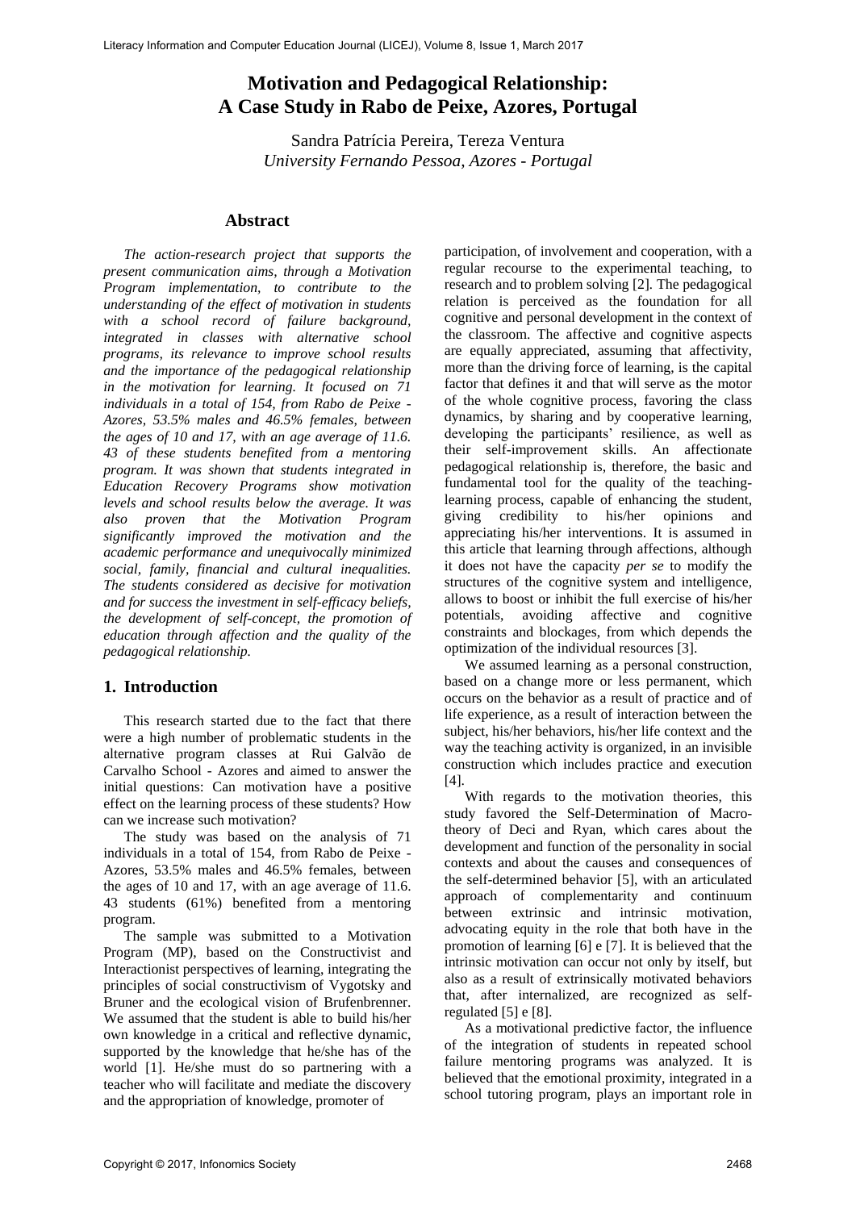# Motivation and Pedagogical Relationship: A Case Study in Rabo de Peixe, Azores, Portugal

Sandra Patrícia Pereira, Tereza Ventura
*University Fernando Pessoa, Azores - Portugal*

## Abstract

*The action-research project that supports the present communication aims, through a Motivation Program implementation, to contribute to the understanding of the effect of motivation in students with a school record of failure background, integrated in classes with alternative school programs, its relevance to improve school results and the importance of the pedagogical relationship in the motivation for learning. It focused on 71 individuals in a total of 154, from Rabo de Peixe - Azores, 53.5% males and 46.5% females, between the ages of 10 and 17, with an age average of 11.6. 43 of these students benefited from a mentoring program. It was shown that students integrated in Education Recovery Programs show motivation levels and school results below the average. It was also proven that the Motivation Program significantly improved the motivation and the academic performance and unequivocally minimized social, family, financial and cultural inequalities. The students considered as decisive for motivation and for success the investment in self-efficacy beliefs, the development of self-concept, the promotion of education through affection and the quality of the pedagogical relationship.*

## 1. Introduction

This research started due to the fact that there were a high number of problematic students in the alternative program classes at Rui Galvão de Carvalho School - Azores and aimed to answer the initial questions: Can motivation have a positive effect on the learning process of these students? How can we increase such motivation?

The study was based on the analysis of 71 individuals in a total of 154, from Rabo de Peixe - Azores, 53.5% males and 46.5% females, between the ages of 10 and 17, with an age average of 11.6. 43 students (61%) benefited from a mentoring program.

The sample was submitted to a Motivation Program (MP), based on the Constructivist and Interactionist perspectives of learning, integrating the principles of social constructivism of Vygotsky and Bruner and the ecological vision of Brufenbrenner. We assumed that the student is able to build his/her own knowledge in a critical and reflective dynamic, supported by the knowledge that he/she has of the world [1]. He/she must do so partnering with a teacher who will facilitate and mediate the discovery and the appropriation of knowledge, promoter of participation, of involvement and cooperation, with a regular recourse to the experimental teaching, to research and to problem solving [2]. The pedagogical relation is perceived as the foundation for all cognitive and personal development in the context of the classroom. The affective and cognitive aspects are equally appreciated, assuming that affectivity, more than the driving force of learning, is the capital factor that defines it and that will serve as the motor of the whole cognitive process, favoring the class dynamics, by sharing and by cooperative learning, developing the participants' resilience, as well as their self-improvement skills. An affectionate pedagogical relationship is, therefore, the basic and fundamental tool for the quality of the teaching-learning process, capable of enhancing the student, giving credibility to his/her opinions and appreciating his/her interventions. It is assumed in this article that learning through affections, although it does not have the capacity *per se* to modify the structures of the cognitive system and intelligence, allows to boost or inhibit the full exercise of his/her potentials, avoiding affective and cognitive constraints and blockages, from which depends the optimization of the individual resources [3].

We assumed learning as a personal construction, based on a change more or less permanent, which occurs on the behavior as a result of practice and of life experience, as a result of interaction between the subject, his/her behaviors, his/her life context and the way the teaching activity is organized, in an invisible construction which includes practice and execution [4].

With regards to the motivation theories, this study favored the Self-Determination of Macro-theory of Deci and Ryan, which cares about the development and function of the personality in social contexts and about the causes and consequences of the self-determined behavior [5], with an articulated approach of complementarity and continuum between extrinsic and intrinsic motivation, advocating equity in the role that both have in the promotion of learning [6] e [7]. It is believed that the intrinsic motivation can occur not only by itself, but also as a result of extrinsically motivated behaviors that, after internalized, are recognized as self-regulated [5] e [8].

As a motivational predictive factor, the influence of the integration of students in repeated school failure mentoring programs was analyzed. It is believed that the emotional proximity, integrated in a school tutoring program, plays an important role in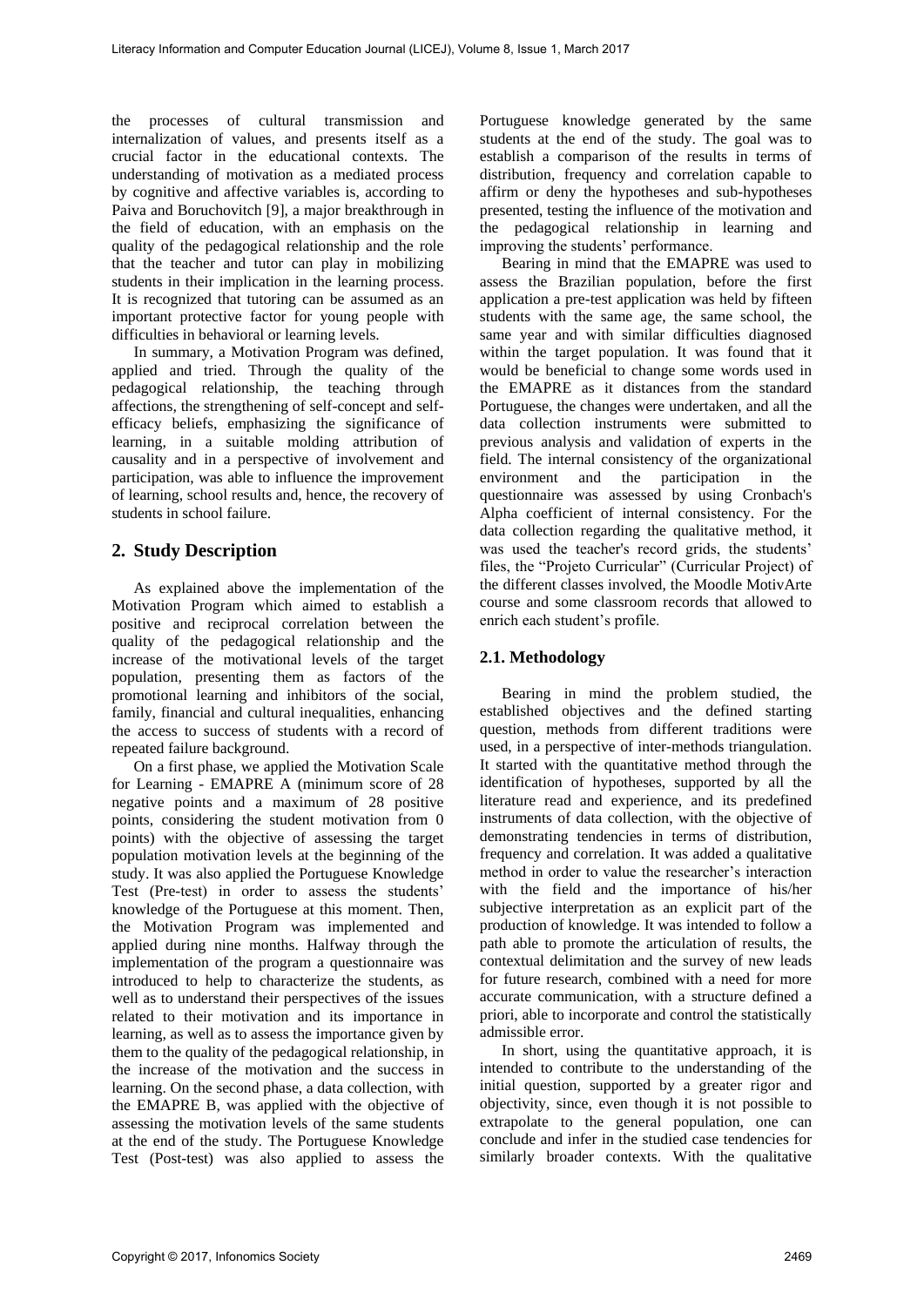the processes of cultural transmission and internalization of values, and presents itself as a crucial factor in the educational contexts. The understanding of motivation as a mediated process by cognitive and affective variables is, according to Paiva and Boruchovitch [9], a major breakthrough in the field of education, with an emphasis on the quality of the pedagogical relationship and the role that the teacher and tutor can play in mobilizing students in their implication in the learning process. It is recognized that tutoring can be assumed as an important protective factor for young people with difficulties in behavioral or learning levels.

In summary, a Motivation Program was defined, applied and tried. Through the quality of the pedagogical relationship, the teaching through affections, the strengthening of self-concept and self-efficacy beliefs, emphasizing the significance of learning, in a suitable molding attribution of causality and in a perspective of involvement and participation, was able to influence the improvement of learning, school results and, hence, the recovery of students in school failure.

## 2. Study Description

As explained above the implementation of the Motivation Program which aimed to establish a positive and reciprocal correlation between the quality of the pedagogical relationship and the increase of the motivational levels of the target population, presenting them as factors of the promotional learning and inhibitors of the social, family, financial and cultural inequalities, enhancing the access to success of students with a record of repeated failure background.

On a first phase, we applied the Motivation Scale for Learning - EMAPRE A (minimum score of 28 negative points and a maximum of 28 positive points, considering the student motivation from 0 points) with the objective of assessing the target population motivation levels at the beginning of the study. It was also applied the Portuguese Knowledge Test (Pre-test) in order to assess the students' knowledge of the Portuguese at this moment. Then, the Motivation Program was implemented and applied during nine months. Halfway through the implementation of the program a questionnaire was introduced to help to characterize the students, as well as to understand their perspectives of the issues related to their motivation and its importance in learning, as well as to assess the importance given by them to the quality of the pedagogical relationship, in the increase of the motivation and the success in learning. On the second phase, a data collection, with the EMAPRE B, was applied with the objective of assessing the motivation levels of the same students at the end of the study. The Portuguese Knowledge Test (Post-test) was also applied to assess the Portuguese knowledge generated by the same students at the end of the study. The goal was to establish a comparison of the results in terms of distribution, frequency and correlation capable to affirm or deny the hypotheses and sub-hypotheses presented, testing the influence of the motivation and the pedagogical relationship in learning and improving the students' performance.

Bearing in mind that the EMAPRE was used to assess the Brazilian population, before the first application a pre-test application was held by fifteen students with the same age, the same school, the same year and with similar difficulties diagnosed within the target population. It was found that it would be beneficial to change some words used in the EMAPRE as it distances from the standard Portuguese, the changes were undertaken, and all the data collection instruments were submitted to previous analysis and validation of experts in the field. The internal consistency of the organizational environment and the participation in the questionnaire was assessed by using Cronbach's Alpha coefficient of internal consistency. For the data collection regarding the qualitative method, it was used the teacher's record grids, the students' files, the "Projeto Curricular" (Curricular Project) of the different classes involved, the Moodle MotivArte course and some classroom records that allowed to enrich each student's profile.

### 2.1. Methodology

Bearing in mind the problem studied, the established objectives and the defined starting question, methods from different traditions were used, in a perspective of inter-methods triangulation. It started with the quantitative method through the identification of hypotheses, supported by all the literature read and experience, and its predefined instruments of data collection, with the objective of demonstrating tendencies in terms of distribution, frequency and correlation. It was added a qualitative method in order to value the researcher's interaction with the field and the importance of his/her subjective interpretation as an explicit part of the production of knowledge. It was intended to follow a path able to promote the articulation of results, the contextual delimitation and the survey of new leads for future research, combined with a need for more accurate communication, with a structure defined a priori, able to incorporate and control the statistically admissible error.

In short, using the quantitative approach, it is intended to contribute to the understanding of the initial question, supported by a greater rigor and objectivity, since, even though it is not possible to extrapolate to the general population, one can conclude and infer in the studied case tendencies for similarly broader contexts. With the qualitative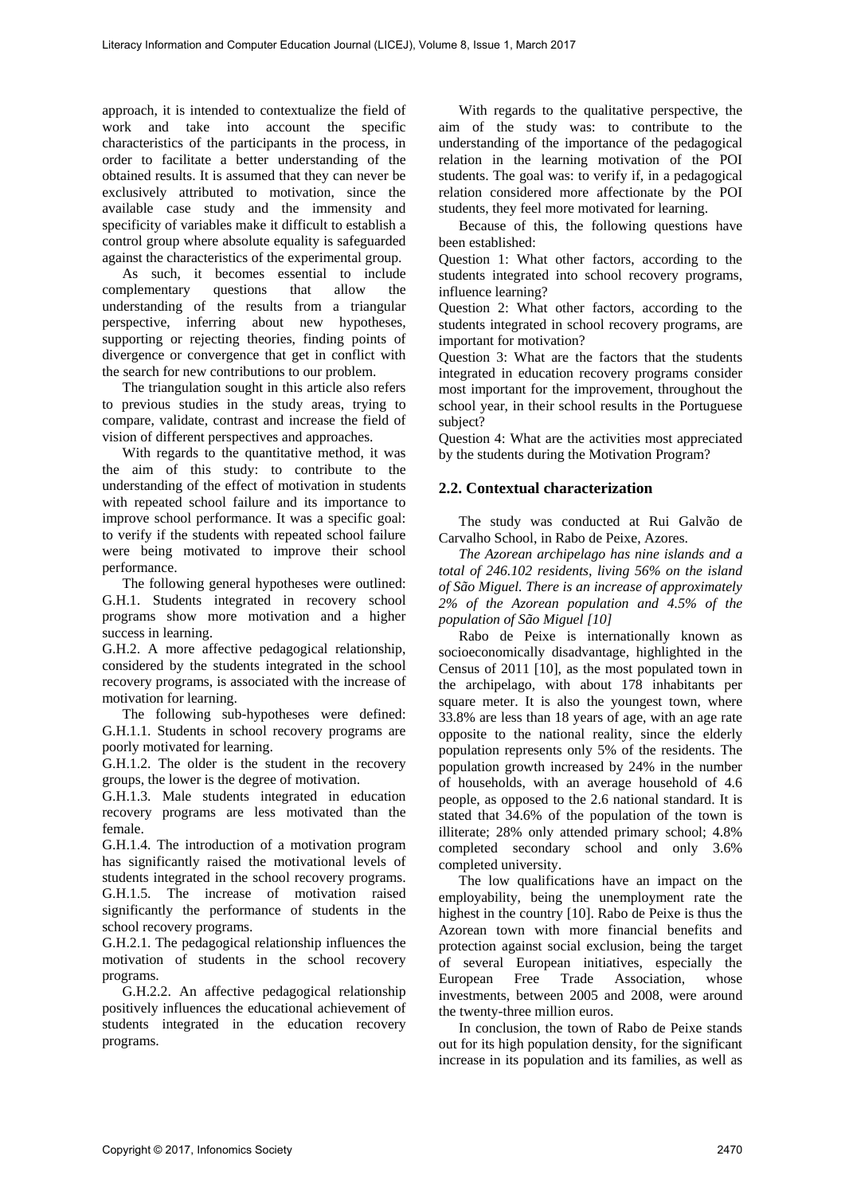approach, it is intended to contextualize the field of work and take into account the specific characteristics of the participants in the process, in order to facilitate a better understanding of the obtained results. It is assumed that they can never be exclusively attributed to motivation, since the available case study and the immensity and specificity of variables make it difficult to establish a control group where absolute equality is safeguarded against the characteristics of the experimental group.

As such, it becomes essential to include complementary questions that allow the understanding of the results from a triangular perspective, inferring about new hypotheses, supporting or rejecting theories, finding points of divergence or convergence that get in conflict with the search for new contributions to our problem.

The triangulation sought in this article also refers to previous studies in the study areas, trying to compare, validate, contrast and increase the field of vision of different perspectives and approaches.

With regards to the quantitative method, it was the aim of this study: to contribute to the understanding of the effect of motivation in students with repeated school failure and its importance to improve school performance. It was a specific goal: to verify if the students with repeated school failure were being motivated to improve their school performance.

The following general hypotheses were outlined:

G.H.1. Students integrated in recovery school programs show more motivation and a higher success in learning.

G.H.2. A more affective pedagogical relationship, considered by the students integrated in the school recovery programs, is associated with the increase of motivation for learning.

The following sub-hypotheses were defined:

G.H.1.1. Students in school recovery programs are poorly motivated for learning.

G.H.1.2. The older is the student in the recovery groups, the lower is the degree of motivation.

G.H.1.3. Male students integrated in education recovery programs are less motivated than the female.

G.H.1.4. The introduction of a motivation program has significantly raised the motivational levels of students integrated in the school recovery programs.

G.H.1.5. The increase of motivation raised significantly the performance of students in the school recovery programs.

G.H.2.1. The pedagogical relationship influences the motivation of students in the school recovery programs.

G.H.2.2. An affective pedagogical relationship positively influences the educational achievement of students integrated in the education recovery programs.

With regards to the qualitative perspective, the aim of the study was: to contribute to the understanding of the importance of the pedagogical relation in the learning motivation of the POI students. The goal was: to verify if, in a pedagogical relation considered more affectionate by the POI students, they feel more motivated for learning.

Because of this, the following questions have been established:

Question 1: What other factors, according to the students integrated into school recovery programs, influence learning?

Question 2: What other factors, according to the students integrated in school recovery programs, are important for motivation?

Question 3: What are the factors that the students integrated in education recovery programs consider most important for the improvement, throughout the school year, in their school results in the Portuguese subject?

Question 4: What are the activities most appreciated by the students during the Motivation Program?

## 2.2. Contextual characterization

The study was conducted at Rui Galvão de Carvalho School, in Rabo de Peixe, Azores.

*The Azorean archipelago has nine islands and a total of 246.102 residents, living 56% on the island of São Miguel. There is an increase of approximately 2% of the Azorean population and 4.5% of the population of São Miguel [10]*

Rabo de Peixe is internationally known as socioeconomically disadvantage, highlighted in the Census of 2011 [10], as the most populated town in the archipelago, with about 178 inhabitants per square meter. It is also the youngest town, where 33.8% are less than 18 years of age, with an age rate opposite to the national reality, since the elderly population represents only 5% of the residents. The population growth increased by 24% in the number of households, with an average household of 4.6 people, as opposed to the 2.6 national standard. It is stated that 34.6% of the population of the town is illiterate; 28% only attended primary school; 4.8% completed secondary school and only 3.6% completed university.

The low qualifications have an impact on the employability, being the unemployment rate the highest in the country [10]. Rabo de Peixe is thus the Azorean town with more financial benefits and protection against social exclusion, being the target of several European initiatives, especially the European Free Trade Association, whose investments, between 2005 and 2008, were around the twenty-three million euros.

In conclusion, the town of Rabo de Peixe stands out for its high population density, for the significant increase in its population and its families, as well as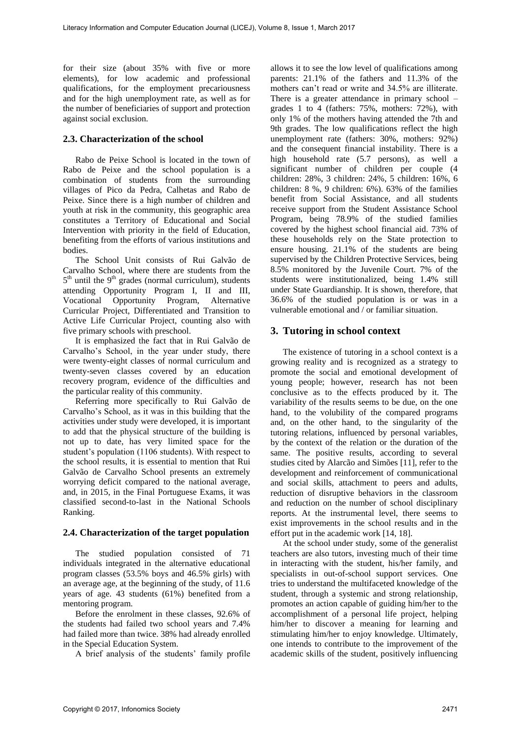for their size (about 35% with five or more elements), for low academic and professional qualifications, for the employment precariousness and for the high unemployment rate, as well as for the number of beneficiaries of support and protection against social exclusion.

### 2.3. Characterization of the school

Rabo de Peixe School is located in the town of Rabo de Peixe and the school population is a combination of students from the surrounding villages of Pico da Pedra, Calhetas and Rabo de Peixe. Since there is a high number of children and youth at risk in the community, this geographic area constitutes a Territory of Educational and Social Intervention with priority in the field of Education, benefiting from the efforts of various institutions and bodies.

The School Unit consists of Rui Galvão de Carvalho School, where there are students from the 5th until the 9th grades (normal curriculum), students attending Opportunity Program I, II and III, Vocational Opportunity Program, Alternative Curricular Project, Differentiated and Transition to Active Life Curricular Project, counting also with five primary schools with preschool.

It is emphasized the fact that in Rui Galvão de Carvalho's School, in the year under study, there were twenty-eight classes of normal curriculum and twenty-seven classes covered by an education recovery program, evidence of the difficulties and the particular reality of this community.

Referring more specifically to Rui Galvão de Carvalho's School, as it was in this building that the activities under study were developed, it is important to add that the physical structure of the building is not up to date, has very limited space for the student's population (1106 students). With respect to the school results, it is essential to mention that Rui Galvão de Carvalho School presents an extremely worrying deficit compared to the national average, and, in 2015, in the Final Portuguese Exams, it was classified second-to-last in the National Schools Ranking.

### 2.4. Characterization of the target population

The studied population consisted of 71 individuals integrated in the alternative educational program classes (53.5% boys and 46.5% girls) with an average age, at the beginning of the study, of 11.6 years of age. 43 students (61%) benefited from a mentoring program.

Before the enrolment in these classes, 92.6% of the students had failed two school years and 7.4% had failed more than twice. 38% had already enrolled in the Special Education System.

A brief analysis of the students' family profile allows it to see the low level of qualifications among parents: 21.1% of the fathers and 11.3% of the mothers can't read or write and 34.5% are illiterate. There is a greater attendance in primary school – grades 1 to 4 (fathers: 75%, mothers: 72%), with only 1% of the mothers having attended the 7th and 9th grades. The low qualifications reflect the high unemployment rate (fathers: 30%, mothers: 92%) and the consequent financial instability. There is a high household rate (5.7 persons), as well a significant number of children per couple (4 children: 28%, 3 children: 24%, 5 children: 16%, 6 children: 8 %, 9 children: 6%). 63% of the families benefit from Social Assistance, and all students receive support from the Student Assistance School Program, being 78.9% of the studied families covered by the highest school financial aid. 73% of these households rely on the State protection to ensure housing. 21.1% of the students are being supervised by the Children Protective Services, being 8.5% monitored by the Juvenile Court. 7% of the students were institutionalized, being 1.4% still under State Guardianship. It is shown, therefore, that 36.6% of the studied population is or was in a vulnerable emotional and / or familiar situation.

## 3. Tutoring in school context

The existence of tutoring in a school context is a growing reality and is recognized as a strategy to promote the social and emotional development of young people; however, research has not been conclusive as to the effects produced by it. The variability of the results seems to be due, on the one hand, to the volubility of the compared programs and, on the other hand, to the singularity of the tutoring relations, influenced by personal variables, by the context of the relation or the duration of the same. The positive results, according to several studies cited by Alarcão and Simões [11], refer to the development and reinforcement of communicational and social skills, attachment to peers and adults, reduction of disruptive behaviors in the classroom and reduction on the number of school disciplinary reports. At the instrumental level, there seems to exist improvements in the school results and in the effort put in the academic work [14, 18].

At the school under study, some of the generalist teachers are also tutors, investing much of their time in interacting with the student, his/her family, and specialists in out-of-school support services. One tries to understand the multifaceted knowledge of the student, through a systemic and strong relationship, promotes an action capable of guiding him/her to the accomplishment of a personal life project, helping him/her to discover a meaning for learning and stimulating him/her to enjoy knowledge. Ultimately, one intends to contribute to the improvement of the academic skills of the student, positively influencing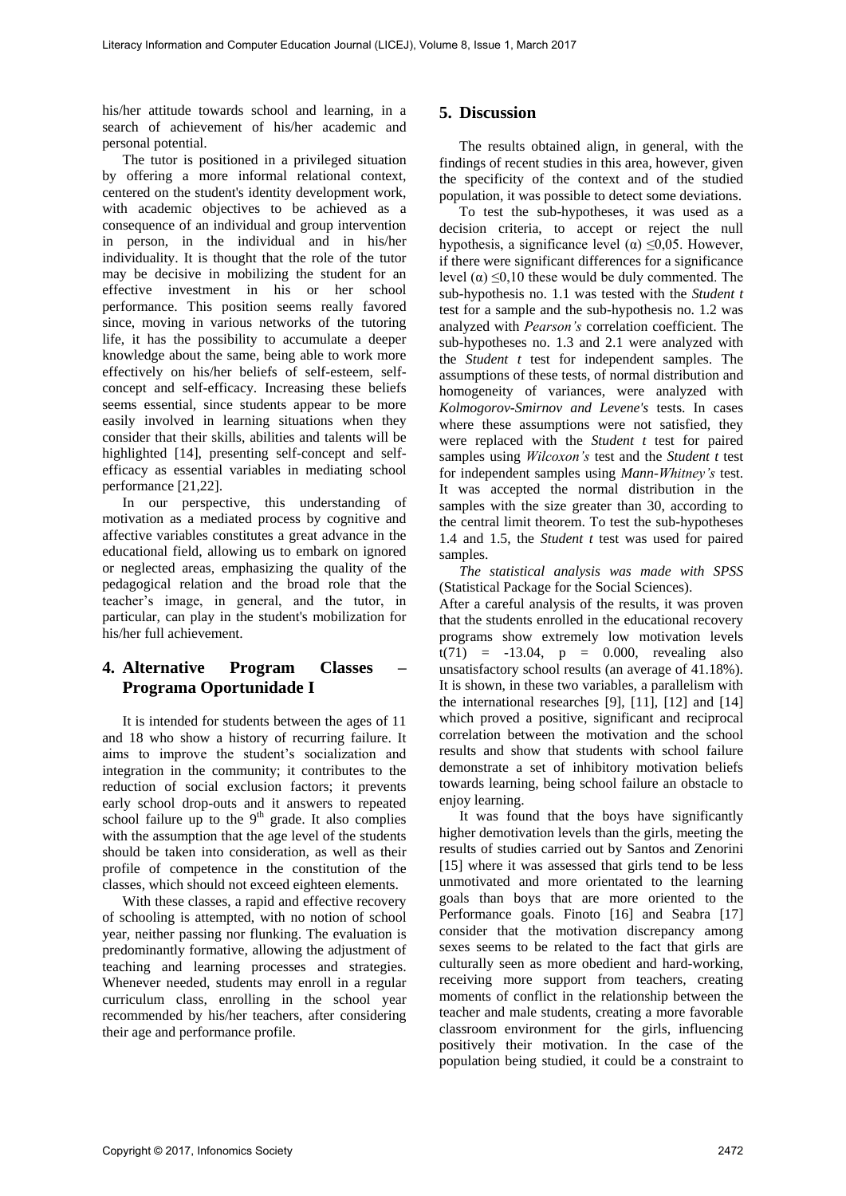his/her attitude towards school and learning, in a search of achievement of his/her academic and personal potential.

The tutor is positioned in a privileged situation by offering a more informal relational context, centered on the student's identity development work, with academic objectives to be achieved as a consequence of an individual and group intervention in person, in the individual and in his/her individuality. It is thought that the role of the tutor may be decisive in mobilizing the student for an effective investment in his or her school performance. This position seems really favored since, moving in various networks of the tutoring life, it has the possibility to accumulate a deeper knowledge about the same, being able to work more effectively on his/her beliefs of self-esteem, self-concept and self-efficacy. Increasing these beliefs seems essential, since students appear to be more easily involved in learning situations when they consider that their skills, abilities and talents will be highlighted [14], presenting self-concept and self-efficacy as essential variables in mediating school performance [21,22].

In our perspective, this understanding of motivation as a mediated process by cognitive and affective variables constitutes a great advance in the educational field, allowing us to embark on ignored or neglected areas, emphasizing the quality of the pedagogical relation and the broad role that the teacher's image, in general, and the tutor, in particular, can play in the student's mobilization for his/her full achievement.

## 4. Alternative Program Classes – Programa Oportunidade I

It is intended for students between the ages of 11 and 18 who show a history of recurring failure. It aims to improve the student's socialization and integration in the community; it contributes to the reduction of social exclusion factors; it prevents early school drop-outs and it answers to repeated school failure up to the 9th grade. It also complies with the assumption that the age level of the students should be taken into consideration, as well as their profile of competence in the constitution of the classes, which should not exceed eighteen elements.

With these classes, a rapid and effective recovery of schooling is attempted, with no notion of school year, neither passing nor flunking. The evaluation is predominantly formative, allowing the adjustment of teaching and learning processes and strategies. Whenever needed, students may enroll in a regular curriculum class, enrolling in the school year recommended by his/her teachers, after considering their age and performance profile.

## 5. Discussion

The results obtained align, in general, with the findings of recent studies in this area, however, given the specificity of the context and of the studied population, it was possible to detect some deviations.

To test the sub-hypotheses, it was used as a decision criteria, to accept or reject the null hypothesis, a significance level ($\alpha$) $\leq$0,05. However, if there were significant differences for a significance level ($\alpha$) $\leq$0,10 these would be duly commented. The sub-hypothesis no. 1.1 was tested with the *Student t* test for a sample and the sub-hypothesis no. 1.2 was analyzed with *Pearson's* correlation coefficient. The sub-hypotheses no. 1.3 and 2.1 were analyzed with the *Student t* test for independent samples. The assumptions of these tests, of normal distribution and homogeneity of variances, were analyzed with *Kolmogorov-Smirnov and Levene's* tests. In cases where these assumptions were not satisfied, they were replaced with the *Student t* test for paired samples using *Wilcoxon's* test and the *Student t* test for independent samples using *Mann-Whitney's* test. It was accepted the normal distribution in the samples with the size greater than 30, according to the central limit theorem. To test the sub-hypotheses 1.4 and 1.5, the *Student t* test was used for paired samples.

*The statistical analysis was made with SPSS* (Statistical Package for the Social Sciences).

After a careful analysis of the results, it was proven that the students enrolled in the educational recovery programs show extremely low motivation levels $t(71) = -13.04$, $p = 0.000$, revealing also unsatisfactory school results (an average of 41.18%). It is shown, in these two variables, a parallelism with the international researches [9], [11], [12] and [14] which proved a positive, significant and reciprocal correlation between the motivation and the school results and show that students with school failure demonstrate a set of inhibitory motivation beliefs towards learning, being school failure an obstacle to enjoy learning.

It was found that the boys have significantly higher demotivation levels than the girls, meeting the results of studies carried out by Santos and Zenorini [15] where it was assessed that girls tend to be less unmotivated and more orientated to the learning goals than boys that are more oriented to the Performance goals. Finoto [16] and Seabra [17] consider that the motivation discrepancy among sexes seems to be related to the fact that girls are culturally seen as more obedient and hard-working, receiving more support from teachers, creating moments of conflict in the relationship between the teacher and male students, creating a more favorable classroom environment for the girls, influencing positively their motivation. In the case of the population being studied, it could be a constraint to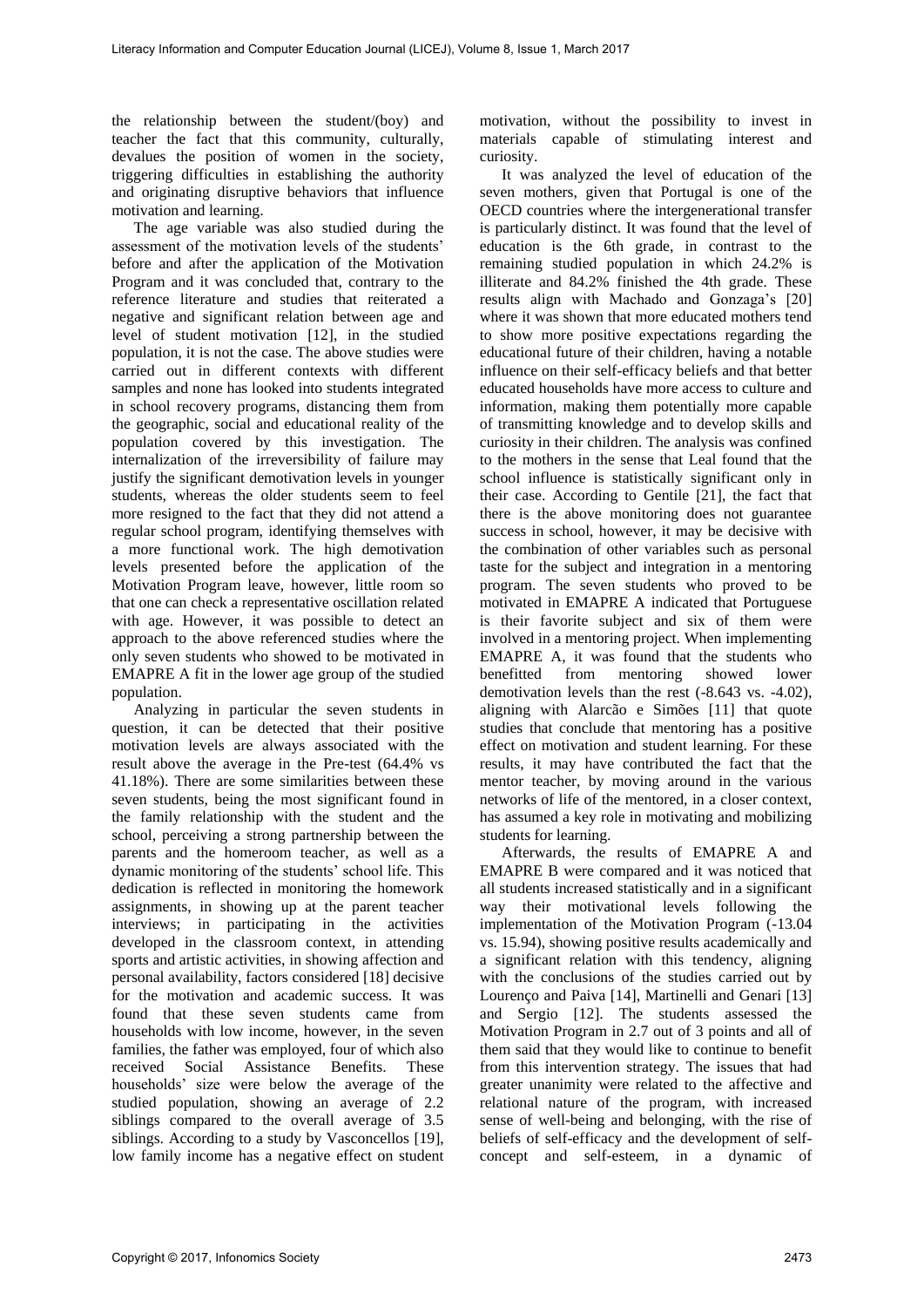the relationship between the student/(boy) and teacher the fact that this community, culturally, devalues the position of women in the society, triggering difficulties in establishing the authority and originating disruptive behaviors that influence motivation and learning.

The age variable was also studied during the assessment of the motivation levels of the students' before and after the application of the Motivation Program and it was concluded that, contrary to the reference literature and studies that reiterated a negative and significant relation between age and level of student motivation [12], in the studied population, it is not the case. The above studies were carried out in different contexts with different samples and none has looked into students integrated in school recovery programs, distancing them from the geographic, social and educational reality of the population covered by this investigation. The internalization of the irreversibility of failure may justify the significant demotivation levels in younger students, whereas the older students seem to feel more resigned to the fact that they did not attend a regular school program, identifying themselves with a more functional work. The high demotivation levels presented before the application of the Motivation Program leave, however, little room so that one can check a representative oscillation related with age. However, it was possible to detect an approach to the above referenced studies where the only seven students who showed to be motivated in EMAPRE A fit in the lower age group of the studied population.

Analyzing in particular the seven students in question, it can be detected that their positive motivation levels are always associated with the result above the average in the Pre-test (64.4% vs 41.18%). There are some similarities between these seven students, being the most significant found in the family relationship with the student and the school, perceiving a strong partnership between the parents and the homeroom teacher, as well as a dynamic monitoring of the students' school life. This dedication is reflected in monitoring the homework assignments, in showing up at the parent teacher interviews; in participating in the activities developed in the classroom context, in attending sports and artistic activities, in showing affection and personal availability, factors considered [18] decisive for the motivation and academic success. It was found that these seven students came from households with low income, however, in the seven families, the father was employed, four of which also received Social Assistance Benefits. These households' size were below the average of the studied population, showing an average of 2.2 siblings compared to the overall average of 3.5 siblings. According to a study by Vasconcellos [19], low family income has a negative effect on student motivation, without the possibility to invest in materials capable of stimulating interest and curiosity.

It was analyzed the level of education of the seven mothers, given that Portugal is one of the OECD countries where the intergenerational transfer is particularly distinct. It was found that the level of education is the 6th grade, in contrast to the remaining studied population in which 24.2% is illiterate and 84.2% finished the 4th grade. These results align with Machado and Gonzaga's [20] where it was shown that more educated mothers tend to show more positive expectations regarding the educational future of their children, having a notable influence on their self-efficacy beliefs and that better educated households have more access to culture and information, making them potentially more capable of transmitting knowledge and to develop skills and curiosity in their children. The analysis was confined to the mothers in the sense that Leal found that the school influence is statistically significant only in their case. According to Gentile [21], the fact that there is the above monitoring does not guarantee success in school, however, it may be decisive with the combination of other variables such as personal taste for the subject and integration in a mentoring program. The seven students who proved to be motivated in EMAPRE A indicated that Portuguese is their favorite subject and six of them were involved in a mentoring project. When implementing EMAPRE A, it was found that the students who benefitted from mentoring showed lower demotivation levels than the rest (-8.643 vs. -4.02), aligning with Alarcão e Simões [11] that quote studies that conclude that mentoring has a positive effect on motivation and student learning. For these results, it may have contributed the fact that the mentor teacher, by moving around in the various networks of life of the mentored, in a closer context, has assumed a key role in motivating and mobilizing students for learning.

Afterwards, the results of EMAPRE A and EMAPRE B were compared and it was noticed that all students increased statistically and in a significant way their motivational levels following the implementation of the Motivation Program (-13.04 vs. 15.94), showing positive results academically and a significant relation with this tendency, aligning with the conclusions of the studies carried out by Lourenço and Paiva [14], Martinelli and Genari [13] and Sergio [12]. The students assessed the Motivation Program in 2.7 out of 3 points and all of them said that they would like to continue to benefit from this intervention strategy. The issues that had greater unanimity were related to the affective and relational nature of the program, with increased sense of well-being and belonging, with the rise of beliefs of self-efficacy and the development of self-concept and self-esteem, in a dynamic of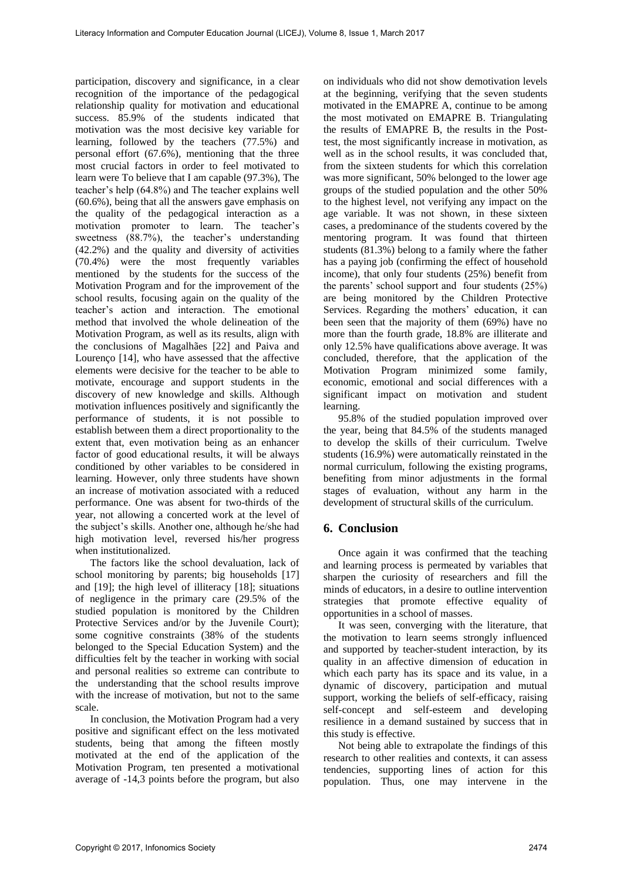participation, discovery and significance, in a clear recognition of the importance of the pedagogical relationship quality for motivation and educational success. 85.9% of the students indicated that motivation was the most decisive key variable for learning, followed by the teachers (77.5%) and personal effort (67.6%), mentioning that the three most crucial factors in order to feel motivated to learn were To believe that I am capable (97.3%), The teacher's help (64.8%) and The teacher explains well (60.6%), being that all the answers gave emphasis on the quality of the pedagogical interaction as a motivation promoter to learn. The teacher's sweetness (88.7%), the teacher's understanding (42.2%) and the quality and diversity of activities (70.4%) were the most frequently variables mentioned by the students for the success of the Motivation Program and for the improvement of the school results, focusing again on the quality of the teacher's action and interaction. The emotional method that involved the whole delineation of the Motivation Program, as well as its results, align with the conclusions of Magalhães [22] and Paiva and Lourenço [14], who have assessed that the affective elements were decisive for the teacher to be able to motivate, encourage and support students in the discovery of new knowledge and skills. Although motivation influences positively and significantly the performance of students, it is not possible to establish between them a direct proportionality to the extent that, even motivation being as an enhancer factor of good educational results, it will be always conditioned by other variables to be considered in learning. However, only three students have shown an increase of motivation associated with a reduced performance. One was absent for two-thirds of the year, not allowing a concerted work at the level of the subject's skills. Another one, although he/she had high motivation level, reversed his/her progress when institutionalized.

The factors like the school devaluation, lack of school monitoring by parents; big households [17] and [19]; the high level of illiteracy [18]; situations of negligence in the primary care (29.5% of the studied population is monitored by the Children Protective Services and/or by the Juvenile Court); some cognitive constraints (38% of the students belonged to the Special Education System) and the difficulties felt by the teacher in working with social and personal realities so extreme can contribute to the understanding that the school results improve with the increase of motivation, but not to the same scale.

In conclusion, the Motivation Program had a very positive and significant effect on the less motivated students, being that among the fifteen mostly motivated at the end of the application of the Motivation Program, ten presented a motivational average of -14,3 points before the program, but also on individuals who did not show demotivation levels at the beginning, verifying that the seven students motivated in the EMAPRE A, continue to be among the most motivated on EMAPRE B. Triangulating the results of EMAPRE B, the results in the Post-test, the most significantly increase in motivation, as well as in the school results, it was concluded that, from the sixteen students for which this correlation was more significant, 50% belonged to the lower age groups of the studied population and the other 50% to the highest level, not verifying any impact on the age variable. It was not shown, in these sixteen cases, a predominance of the students covered by the mentoring program. It was found that thirteen students (81.3%) belong to a family where the father has a paying job (confirming the effect of household income), that only four students (25%) benefit from the parents' school support and four students (25%) are being monitored by the Children Protective Services. Regarding the mothers' education, it can been seen that the majority of them (69%) have no more than the fourth grade, 18.8% are illiterate and only 12.5% have qualifications above average. It was concluded, therefore, that the application of the Motivation Program minimized some family, economic, emotional and social differences with a significant impact on motivation and student learning.

95.8% of the studied population improved over the year, being that 84.5% of the students managed to develop the skills of their curriculum. Twelve students (16.9%) were automatically reinstated in the normal curriculum, following the existing programs, benefiting from minor adjustments in the formal stages of evaluation, without any harm in the development of structural skills of the curriculum.

## 6. Conclusion

Once again it was confirmed that the teaching and learning process is permeated by variables that sharpen the curiosity of researchers and fill the minds of educators, in a desire to outline intervention strategies that promote effective equality of opportunities in a school of masses.

It was seen, converging with the literature, that the motivation to learn seems strongly influenced and supported by teacher-student interaction, by its quality in an affective dimension of education in which each party has its space and its value, in a dynamic of discovery, participation and mutual support, working the beliefs of self-efficacy, raising self-concept and self-esteem and developing resilience in a demand sustained by success that in this study is effective.

Not being able to extrapolate the findings of this research to other realities and contexts, it can assess tendencies, supporting lines of action for this population. Thus, one may intervene in the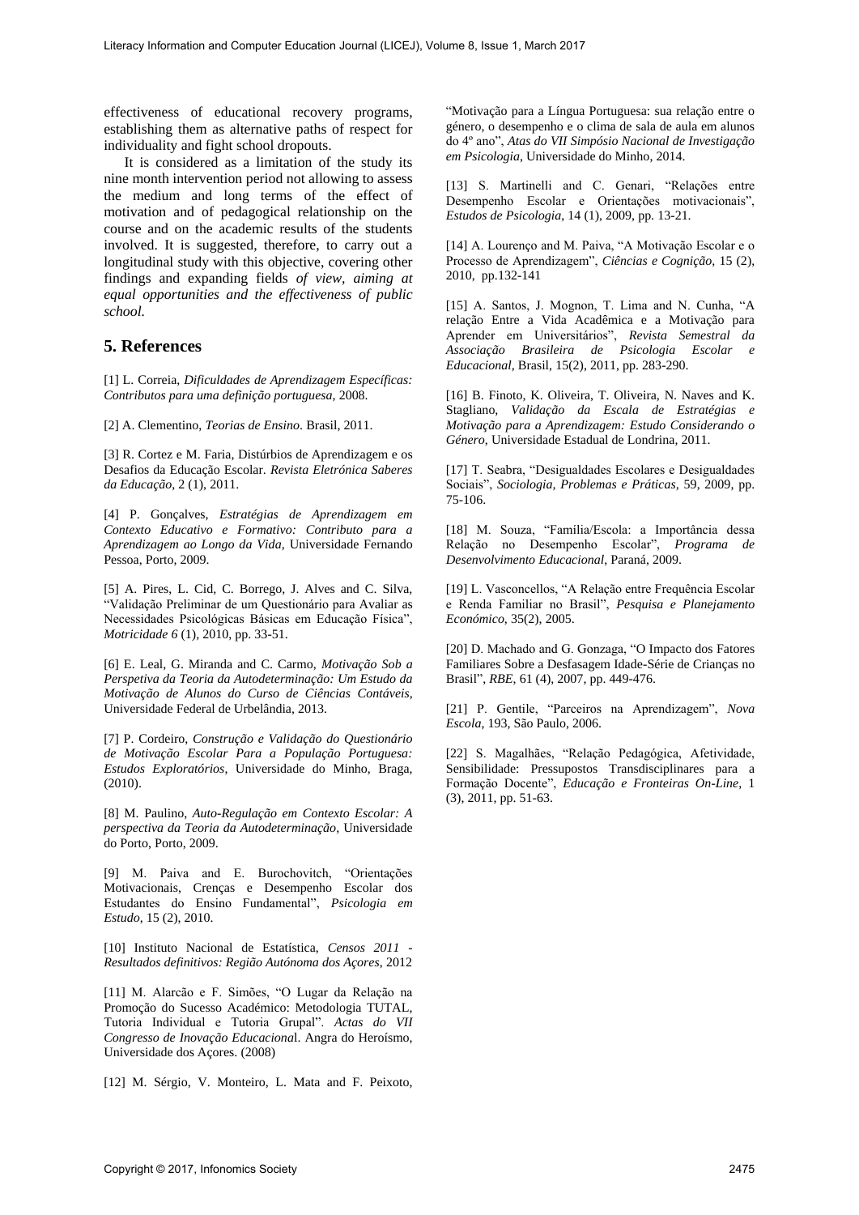effectiveness of educational recovery programs, establishing them as alternative paths of respect for individuality and fight school dropouts.

It is considered as a limitation of the study its nine month intervention period not allowing to assess the medium and long terms of the effect of motivation and of pedagogical relationship on the course and on the academic results of the students involved. It is suggested, therefore, to carry out a longitudinal study with this objective, covering other findings and expanding fields *of view, aiming at equal opportunities and the effectiveness of public school.*

## 5. References

[1] L. Correia, *Dificuldades de Aprendizagem Específicas: Contributos para uma definição portuguesa*, 2008.

[2] A. Clementino, *Teorias de Ensino*. Brasil, 2011.

[3] R. Cortez e M. Faria, Distúrbios de Aprendizagem e os Desafios da Educação Escolar. *Revista Eletrónica Saberes da Educação*, 2 (1), 2011.

[4] P. Gonçalves, *Estratégias de Aprendizagem em Contexto Educativo e Formativo: Contributo para a Aprendizagem ao Longo da Vida*, Universidade Fernando Pessoa, Porto, 2009.

[5] A. Pires, L. Cid, C. Borrego, J. Alves and C. Silva, "Validação Preliminar de um Questionário para Avaliar as Necessidades Psicológicas Básicas em Educação Física", *Motricidade 6* (1), 2010, pp. 33-51.

[6] E. Leal, G. Miranda and C. Carmo, *Motivação Sob a Perspetiva da Teoria da Autodeterminação: Um Estudo da Motivação de Alunos do Curso de Ciências Contáveis*, Universidade Federal de Urbelândia, 2013.

[7] P. Cordeiro, *Construção e Validação do Questionário de Motivação Escolar Para a População Portuguesa: Estudos Exploratórios*, Universidade do Minho, Braga, (2010).

[8] M. Paulino, *Auto-Regulação em Contexto Escolar: A perspectiva da Teoria da Autodeterminação*, Universidade do Porto, Porto, 2009.

[9] M. Paiva and E. Burochovitch, "Orientações Motivacionais, Crenças e Desempenho Escolar dos Estudantes do Ensino Fundamental", *Psicologia em Estudo*, 15 (2), 2010.

[10] Instituto Nacional de Estatística, *Censos 2011 - Resultados definitivos: Região Autónoma dos Açores*, 2012

[11] M. Alarcão e F. Simões, "O Lugar da Relação na Promoção do Sucesso Académico: Metodologia TUTAL, Tutoria Individual e Tutoria Grupal". *Actas do VII Congresso de Inovação Educacional*. Angra do Heroísmo, Universidade dos Açores. (2008)

[12] M. Sérgio, V. Monteiro, L. Mata and F. Peixoto, "Motivação para a Língua Portuguesa: sua relação entre o género, o desempenho e o clima de sala de aula em alunos do 4º ano", *Atas do VII Simpósio Nacional de Investigação em Psicologia*, Universidade do Minho, 2014.

[13] S. Martinelli and C. Genari, "Relações entre Desempenho Escolar e Orientações motivacionais", *Estudos de Psicologia*, 14 (1), 2009, pp. 13-21.

[14] A. Lourenço and M. Paiva, "A Motivação Escolar e o Processo de Aprendizagem", *Ciências e Cognição*, 15 (2), 2010, pp.132-141

[15] A. Santos, J. Mognon, T. Lima and N. Cunha, "A relação Entre a Vida Acadêmica e a Motivação para Aprender em Universitários", *Revista Semestral da Associação Brasileira de Psicologia Escolar e Educacional*, Brasil, 15(2), 2011, pp. 283-290.

[16] B. Finoto, K. Oliveira, T. Oliveira, N. Naves and K. Stagliano, *Validação da Escala de Estratégias e Motivação para a Aprendizagem: Estudo Considerando o Género*, Universidade Estadual de Londrina, 2011.

[17] T. Seabra, "Desigualdades Escolares e Desigualdades Sociais", *Sociologia, Problemas e Práticas*, 59, 2009, pp. 75-106.

[18] M. Souza, "Família/Escola: a Importância dessa Relação no Desempenho Escolar", *Programa de Desenvolvimento Educacional*, Paraná, 2009.

[19] L. Vasconcellos, "A Relação entre Frequência Escolar e Renda Familiar no Brasil", *Pesquisa e Planejamento Económico*, 35(2), 2005.

[20] D. Machado and G. Gonzaga, "O Impacto dos Fatores Familiares Sobre a Desfasagem Idade-Série de Crianças no Brasil", *RBE*, 61 (4), 2007, pp. 449-476.

[21] P. Gentile, "Parceiros na Aprendizagem", *Nova Escola*, 193, São Paulo, 2006.

[22] S. Magalhães, "Relação Pedagógica, Afetividade, Sensibilidade: Pressupostos Transdisciplinares para a Formação Docente", *Educação e Fronteiras On-Line*, 1 (3), 2011, pp. 51-63.